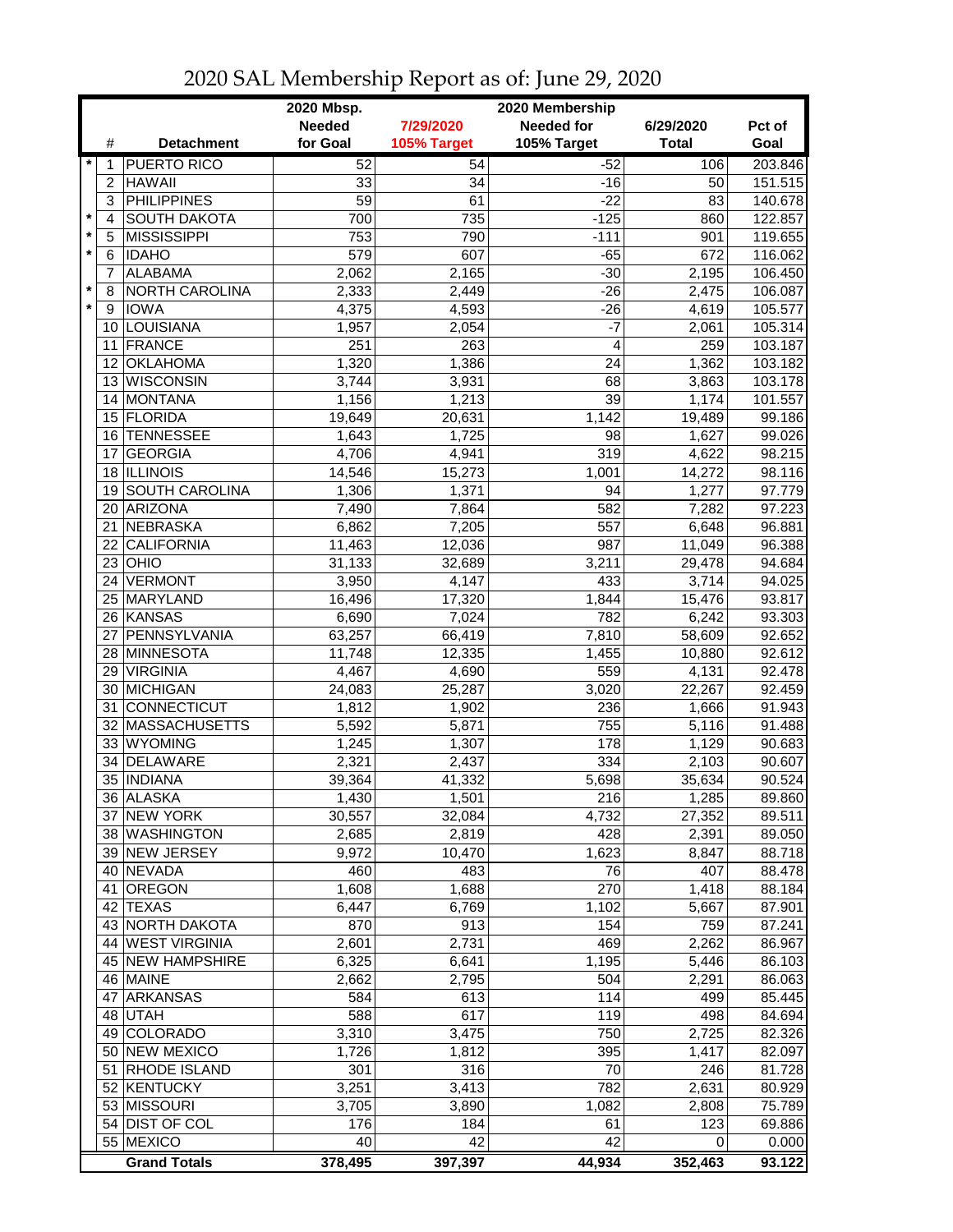# 2020 SAL Membership Report as of: June 29, 2020

| | # | Detachment | 2020 Mbsp. Needed for Goal | 7/29/2020 105% Target | 2020 Membership Needed for 105% Target | 6/29/2020 Total | Pct of Goal |
|---|---|---|---|---|---|---|---|
| * | 1 | PUERTO RICO | 52 | 54 | -52 | 106 | 203.846 |
| | 2 | HAWAII | 33 | 34 | -16 | 50 | 151.515 |
| | 3 | PHILIPPINES | 59 | 61 | -22 | 83 | 140.678 |
| * | 4 | SOUTH DAKOTA | 700 | 735 | -125 | 860 | 122.857 |
| * | 5 | MISSISSIPPI | 753 | 790 | -111 | 901 | 119.655 |
| * | 6 | IDAHO | 579 | 607 | -65 | 672 | 116.062 |
| | 7 | ALABAMA | 2,062 | 2,165 | -30 | 2,195 | 106.450 |
| * | 8 | NORTH CAROLINA | 2,333 | 2,449 | -26 | 2,475 | 106.087 |
| * | 9 | IOWA | 4,375 | 4,593 | -26 | 4,619 | 105.577 |
| | 10 | LOUISIANA | 1,957 | 2,054 | -7 | 2,061 | 105.314 |
| | 11 | FRANCE | 251 | 263 | 4 | 259 | 103.187 |
| | 12 | OKLAHOMA | 1,320 | 1,386 | 24 | 1,362 | 103.182 |
| | 13 | WISCONSIN | 3,744 | 3,931 | 68 | 3,863 | 103.178 |
| | 14 | MONTANA | 1,156 | 1,213 | 39 | 1,174 | 101.557 |
| | 15 | FLORIDA | 19,649 | 20,631 | 1,142 | 19,489 | 99.186 |
| | 16 | TENNESSEE | 1,643 | 1,725 | 98 | 1,627 | 99.026 |
| | 17 | GEORGIA | 4,706 | 4,941 | 319 | 4,622 | 98.215 |
| | 18 | ILLINOIS | 14,546 | 15,273 | 1,001 | 14,272 | 98.116 |
| | 19 | SOUTH CAROLINA | 1,306 | 1,371 | 94 | 1,277 | 97.779 |
| | 20 | ARIZONA | 7,490 | 7,864 | 582 | 7,282 | 97.223 |
| | 21 | NEBRASKA | 6,862 | 7,205 | 557 | 6,648 | 96.881 |
| | 22 | CALIFORNIA | 11,463 | 12,036 | 987 | 11,049 | 96.388 |
| | 23 | OHIO | 31,133 | 32,689 | 3,211 | 29,478 | 94.684 |
| | 24 | VERMONT | 3,950 | 4,147 | 433 | 3,714 | 94.025 |
| | 25 | MARYLAND | 16,496 | 17,320 | 1,844 | 15,476 | 93.817 |
| | 26 | KANSAS | 6,690 | 7,024 | 782 | 6,242 | 93.303 |
| | 27 | PENNSYLVANIA | 63,257 | 66,419 | 7,810 | 58,609 | 92.652 |
| | 28 | MINNESOTA | 11,748 | 12,335 | 1,455 | 10,880 | 92.612 |
| | 29 | VIRGINIA | 4,467 | 4,690 | 559 | 4,131 | 92.478 |
| | 30 | MICHIGAN | 24,083 | 25,287 | 3,020 | 22,267 | 92.459 |
| | 31 | CONNECTICUT | 1,812 | 1,902 | 236 | 1,666 | 91.943 |
| | 32 | MASSACHUSETTS | 5,592 | 5,871 | 755 | 5,116 | 91.488 |
| | 33 | WYOMING | 1,245 | 1,307 | 178 | 1,129 | 90.683 |
| | 34 | DELAWARE | 2,321 | 2,437 | 334 | 2,103 | 90.607 |
| | 35 | INDIANA | 39,364 | 41,332 | 5,698 | 35,634 | 90.524 |
| | 36 | ALASKA | 1,430 | 1,501 | 216 | 1,285 | 89.860 |
| | 37 | NEW YORK | 30,557 | 32,084 | 4,732 | 27,352 | 89.511 |
| | 38 | WASHINGTON | 2,685 | 2,819 | 428 | 2,391 | 89.050 |
| | 39 | NEW JERSEY | 9,972 | 10,470 | 1,623 | 8,847 | 88.718 |
| | 40 | NEVADA | 460 | 483 | 76 | 407 | 88.478 |
| | 41 | OREGON | 1,608 | 1,688 | 270 | 1,418 | 88.184 |
| | 42 | TEXAS | 6,447 | 6,769 | 1,102 | 5,667 | 87.901 |
| | 43 | NORTH DAKOTA | 870 | 913 | 154 | 759 | 87.241 |
| | 44 | WEST VIRGINIA | 2,601 | 2,731 | 469 | 2,262 | 86.967 |
| | 45 | NEW HAMPSHIRE | 6,325 | 6,641 | 1,195 | 5,446 | 86.103 |
| | 46 | MAINE | 2,662 | 2,795 | 504 | 2,291 | 86.063 |
| | 47 | ARKANSAS | 584 | 613 | 114 | 499 | 85.445 |
| | 48 | UTAH | 588 | 617 | 119 | 498 | 84.694 |
| | 49 | COLORADO | 3,310 | 3,475 | 750 | 2,725 | 82.326 |
| | 50 | NEW MEXICO | 1,726 | 1,812 | 395 | 1,417 | 82.097 |
| | 51 | RHODE ISLAND | 301 | 316 | 70 | 246 | 81.728 |
| | 52 | KENTUCKY | 3,251 | 3,413 | 782 | 2,631 | 80.929 |
| | 53 | MISSOURI | 3,705 | 3,890 | 1,082 | 2,808 | 75.789 |
| | 54 | DIST OF COL | 176 | 184 | 61 | 123 | 69.886 |
| | 55 | MEXICO | 40 | 42 | 42 | 0 | 0.000 |
| | | **Grand Totals** | **378,495** | **397,397** | **44,934** | **352,463** | **93.122** |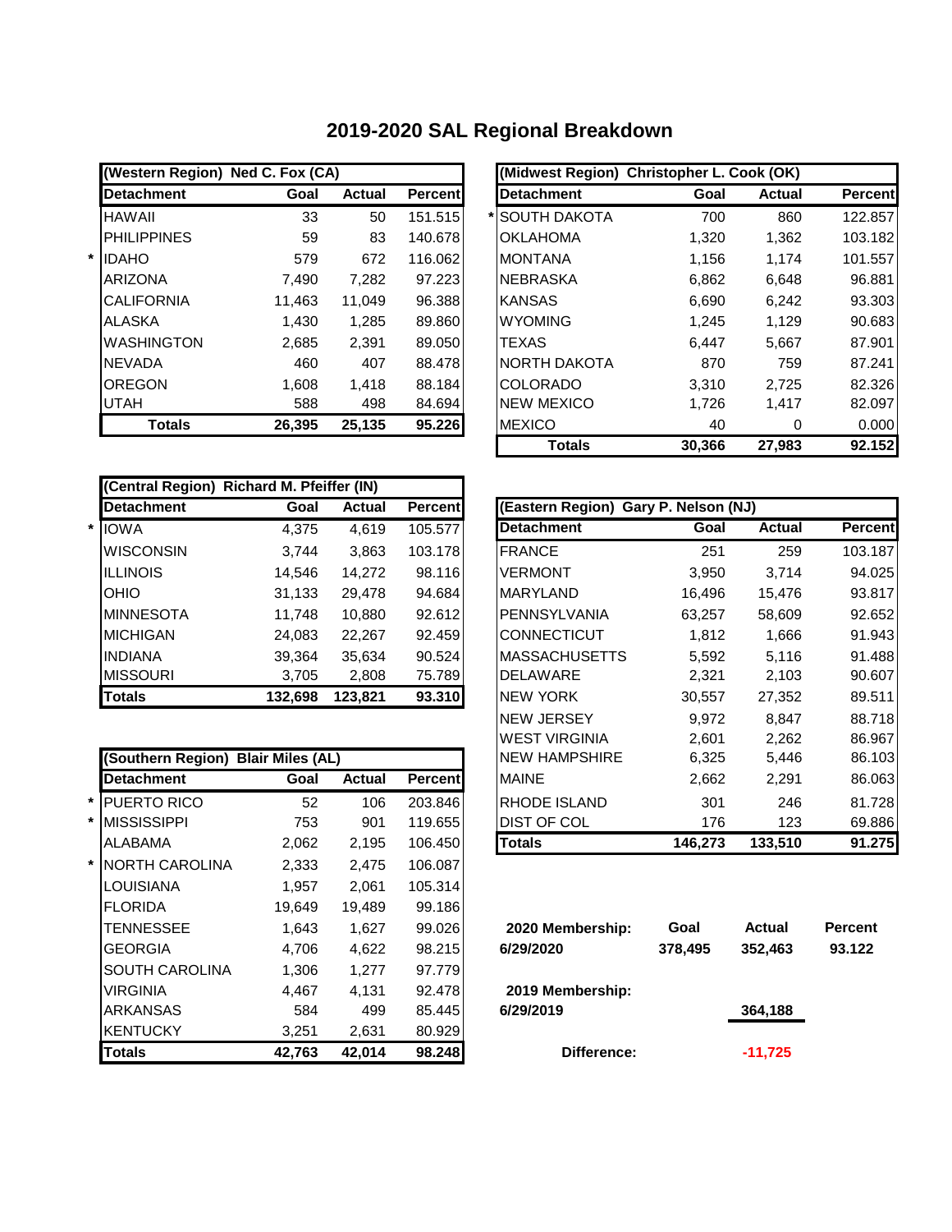# 2019-2020 SAL Regional Breakdown

| (Western Region) Ned C. Fox (CA) | | | | |
|---|---|---|---|---|
| | Detachment | Goal | Actual | Percent |
| | HAWAII | 33 | 50 | 151.515 |
| | PHILIPPINES | 59 | 83 | 140.678 |
| * | IDAHO | 579 | 672 | 116.062 |
| | ARIZONA | 7,490 | 7,282 | 97.223 |
| | CALIFORNIA | 11,463 | 11,049 | 96.388 |
| | ALASKA | 1,430 | 1,285 | 89.860 |
| | WASHINGTON | 2,685 | 2,391 | 89.050 |
| | NEVADA | 460 | 407 | 88.478 |
| | OREGON | 1,608 | 1,418 | 88.184 |
| | UTAH | 588 | 498 | 84.694 |
| | **Totals** | **26,395** | **25,135** | **95.226** |

| (Midwest Region) Christopher L. Cook (OK) | | | | |
|---|---|---|---|---|
| | Detachment | Goal | Actual | Percent |
| * | SOUTH DAKOTA | 700 | 860 | 122.857 |
| | OKLAHOMA | 1,320 | 1,362 | 103.182 |
| | MONTANA | 1,156 | 1,174 | 101.557 |
| | NEBRASKA | 6,862 | 6,648 | 96.881 |
| | KANSAS | 6,690 | 6,242 | 93.303 |
| | WYOMING | 1,245 | 1,129 | 90.683 |
| | TEXAS | 6,447 | 5,667 | 87.901 |
| | NORTH DAKOTA | 870 | 759 | 87.241 |
| | COLORADO | 3,310 | 2,725 | 82.326 |
| | NEW MEXICO | 1,726 | 1,417 | 82.097 |
| | MEXICO | 40 | 0 | 0.000 |
| | **Totals** | **30,366** | **27,983** | **92.152** |

| (Central Region) Richard M. Pfeiffer (IN) | | | | |
|---|---|---|---|---|
| | Detachment | Goal | Actual | Percent |
| * | IOWA | 4,375 | 4,619 | 105.577 |
| | WISCONSIN | 3,744 | 3,863 | 103.178 |
| | ILLINOIS | 14,546 | 14,272 | 98.116 |
| | OHIO | 31,133 | 29,478 | 94.684 |
| | MINNESOTA | 11,748 | 10,880 | 92.612 |
| | MICHIGAN | 24,083 | 22,267 | 92.459 |
| | INDIANA | 39,364 | 35,634 | 90.524 |
| | MISSOURI | 3,705 | 2,808 | 75.789 |
| | **Totals** | **132,698** | **123,821** | **93.310** |

| (Eastern Region) Gary P. Nelson (NJ) | | | |
|---|---|---|---|
| Detachment | Goal | Actual | Percent |
| FRANCE | 251 | 259 | 103.187 |
| VERMONT | 3,950 | 3,714 | 94.025 |
| MARYLAND | 16,496 | 15,476 | 93.817 |
| PENNSYLVANIA | 63,257 | 58,609 | 92.652 |
| CONNECTICUT | 1,812 | 1,666 | 91.943 |
| MASSACHUSETTS | 5,592 | 5,116 | 91.488 |
| DELAWARE | 2,321 | 2,103 | 90.607 |
| NEW YORK | 30,557 | 27,352 | 89.511 |
| NEW JERSEY | 9,972 | 8,847 | 88.718 |
| WEST VIRGINIA | 2,601 | 2,262 | 86.967 |
| NEW HAMPSHIRE | 6,325 | 5,446 | 86.103 |
| MAINE | 2,662 | 2,291 | 86.063 |
| RHODE ISLAND | 301 | 246 | 81.728 |
| DIST OF COL | 176 | 123 | 69.886 |
| **Totals** | **146,273** | **133,510** | **91.275** |

| (Southern Region) Blair Miles (AL) | | | | |
|---|---|---|---|---|
| | Detachment | Goal | Actual | Percent |
| * | PUERTO RICO | 52 | 106 | 203.846 |
| * | MISSISSIPPI | 753 | 901 | 119.655 |
| | ALABAMA | 2,062 | 2,195 | 106.450 |
| * | NORTH CAROLINA | 2,333 | 2,475 | 106.087 |
| | LOUISIANA | 1,957 | 2,061 | 105.314 |
| | FLORIDA | 19,649 | 19,489 | 99.186 |
| | TENNESSEE | 1,643 | 1,627 | 99.026 |
| | GEORGIA | 4,706 | 4,622 | 98.215 |
| | SOUTH CAROLINA | 1,306 | 1,277 | 97.779 |
| | VIRGINIA | 4,467 | 4,131 | 92.478 |
| | ARKANSAS | 584 | 499 | 85.445 |
| | KENTUCKY | 3,251 | 2,631 | 80.929 |
| | **Totals** | **42,763** | **42,014** | **98.248** |

| | Goal | Actual | Percent |
|---|---|---|---|
| **2020 Membership:** 6/29/2020 | **378,495** | **352,463** | **93.122** |
| **2019 Membership:** 6/29/2019 | | **364,188** | |
| **Difference:** | | **-11,725** | |